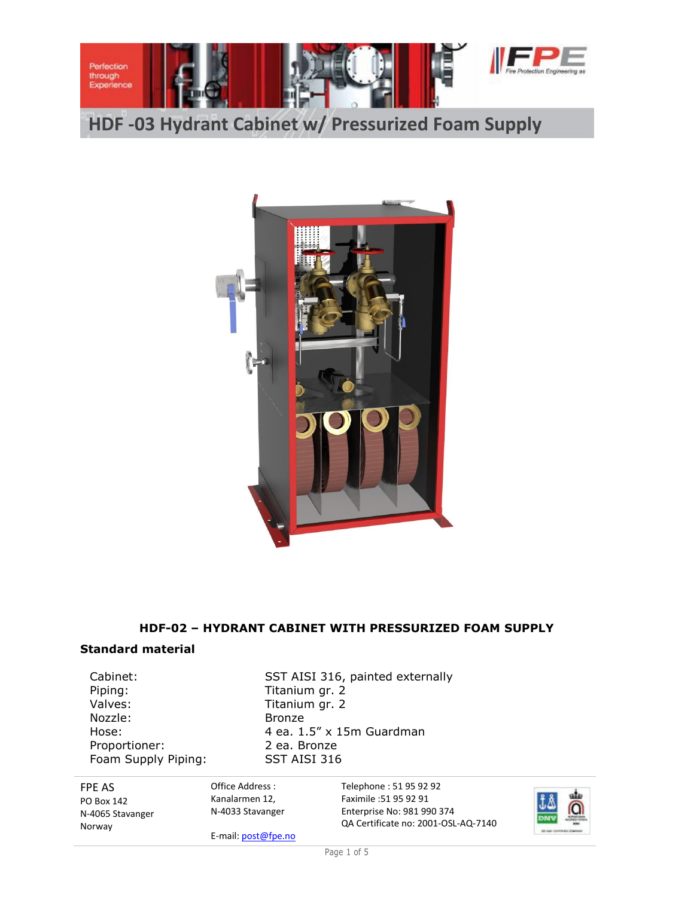# HDF -03 Hydrant Cabinet w/ Pressurized Foam Supply

## HDF-02 – HYDRANT CABINET WITH PRESSURIZED FOAM SUPPLY

### Standard material

| | |
|---|---|
| Cabinet: | SST AISI 316, painted externally |
| Piping: | Titanium gr. 2 |
| Valves: | Titanium gr. 2 |
| Nozzle: | Bronze |
| Hose: | 4 ea. 1.5" x 15m Guardman |
| Proportioner: | 2 ea. Bronze |
| Foam Supply Piping: | SST AISI 316 |

FPE AS
PO Box 142
N-4065 Stavanger
Norway

Office Address :
Kanalarmen 12,
N-4033 Stavanger

E-mail: post@fpe.no

Telephone : 51 95 92 92
Faximile :51 95 92 91
Enterprise No: 981 990 374
QA Certificate no: 2001-OSL-AQ-7140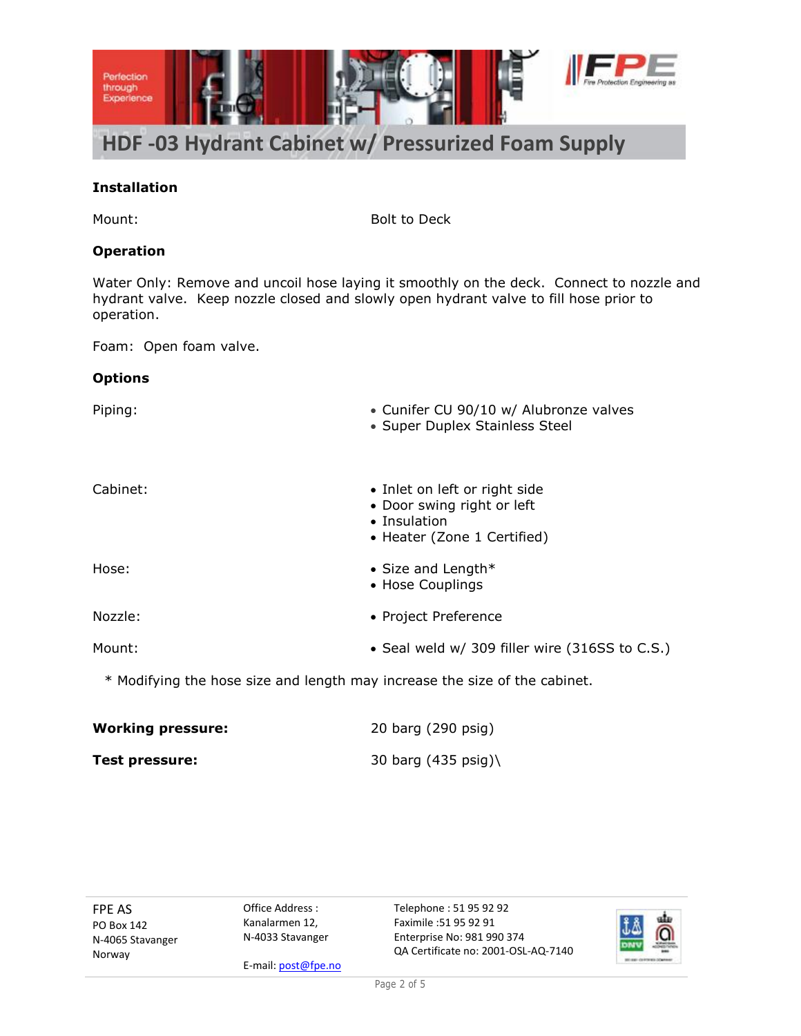# HDF -03 Hydrant Cabinet w/ Pressurized Foam Supply

**Installation**

| | |
|---|---|
| Mount: | Bolt to Deck |

**Operation**

Water Only: Remove and uncoil hose laying it smoothly on the deck. Connect to nozzle and hydrant valve. Keep nozzle closed and slowly open hydrant valve to fill hose prior to operation.

Foam: Open foam valve.

**Options**

| | |
|---|---|
| Piping: | • Cunifer CU 90/10 w/ Alubronze valves<br>• Super Duplex Stainless Steel |
| Cabinet: | • Inlet on left or right side<br>• Door swing right or left<br>• Insulation<br>• Heater (Zone 1 Certified) |
| Hose: | • Size and Length*<br>• Hose Couplings |
| Nozzle: | • Project Preference |
| Mount: | • Seal weld w/ 309 filler wire (316SS to C.S.) |

\* Modifying the hose size and length may increase the size of the cabinet.

| | |
|---|---|
| **Working pressure:** | 20 barg (290 psig) |
| **Test pressure:** | 30 barg (435 psig)\ |

FPE AS
PO Box 142
N-4065 Stavanger
Norway

Office Address :
Kanalarmen 12,
N-4033 Stavanger

E-mail: post@fpe.no

Telephone : 51 95 92 92
Faximile :51 95 92 91
Enterprise No: 981 990 374
QA Certificate no: 2001-OSL-AQ-7140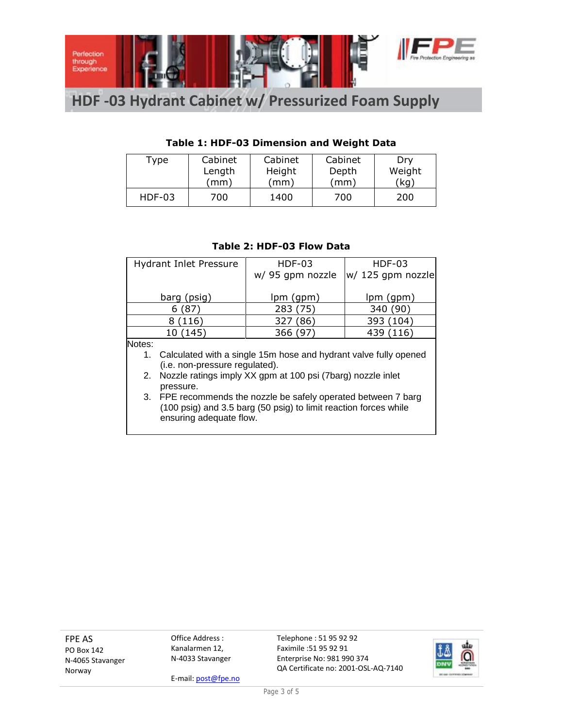# HDF -03 Hydrant Cabinet w/ Pressurized Foam Supply

**Table 1: HDF-03 Dimension and Weight Data**

| Type | Cabinet Length (mm) | Cabinet Height (mm) | Cabinet Depth (mm) | Dry Weight (kg) |
|---|---|---|---|---|
| HDF-03 | 700 | 1400 | 700 | 200 |

**Table 2: HDF-03 Flow Data**

| Hydrant Inlet Pressure | HDF-03 w/ 95 gpm nozzle | HDF-03 w/ 125 gpm nozzle |
|---|---|---|
| barg (psig) | lpm (gpm) | lpm (gpm) |
| 6 (87) | 283 (75) | 340 (90) |
| 8 (116) | 327 (86) | 393 (104) |
| 10 (145) | 366 (97) | 439 (116) |

Notes:

1. Calculated with a single 15m hose and hydrant valve fully opened (i.e. non-pressure regulated).
2. Nozzle ratings imply XX gpm at 100 psi (7barg) nozzle inlet pressure.
3. FPE recommends the nozzle be safely operated between 7 barg (100 psig) and 3.5 barg (50 psig) to limit reaction forces while ensuring adequate flow.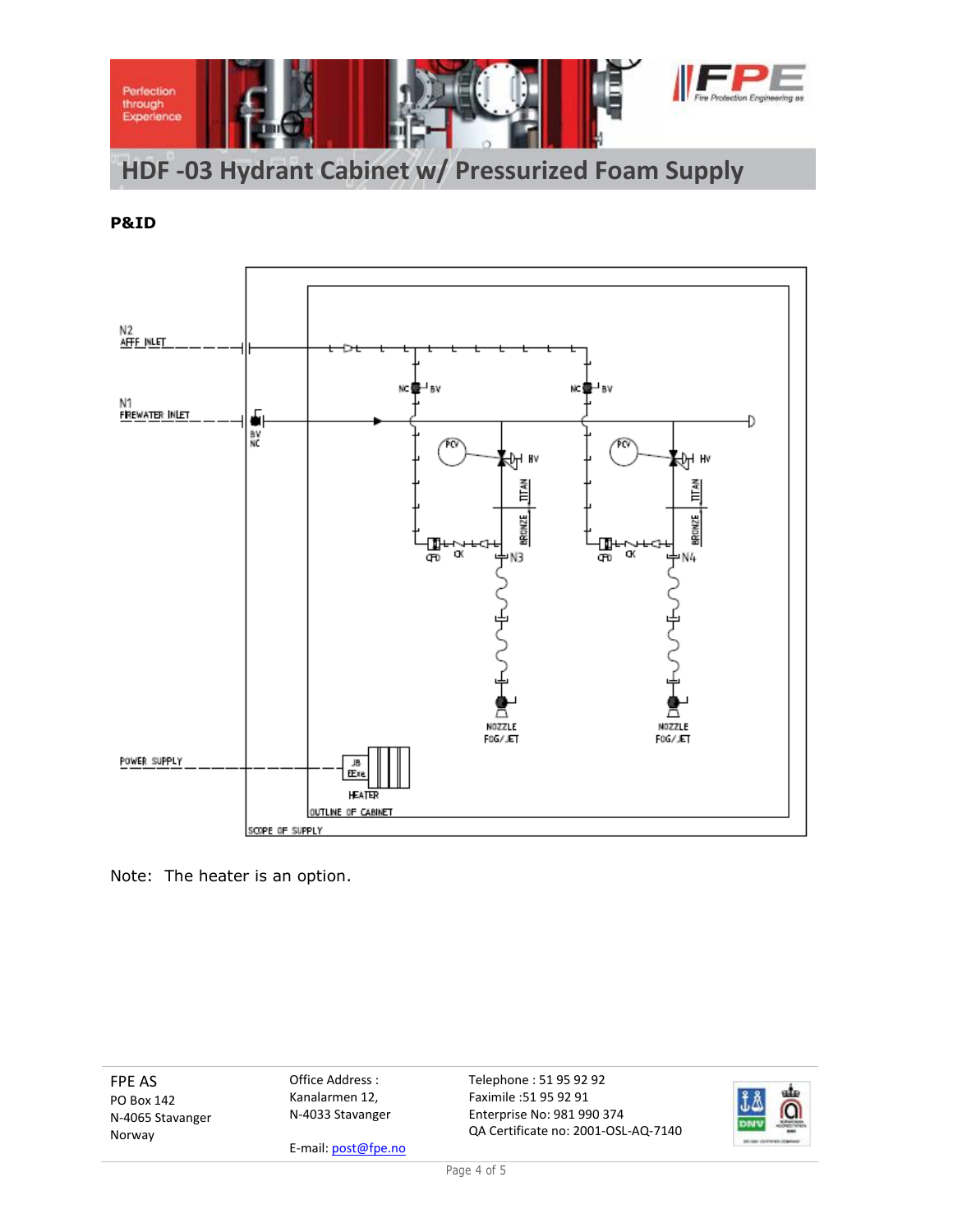# HDF -03 Hydrant Cabinet w/ Pressurized Foam Supply

**P&ID**

N2
AFFF INLET

N1
FIREWATER INLET

BV
NC

NC BV

NC BV

PCV

HV

TITAN

BRONZE

CFD CK N3

CFD CK N4

NOZZLE
FOG/JET

NOZZLE
FOG/JET

POWER SUPPLY

JB
EExe

HEATER

OUTLINE OF CABINET

SCOPE OF SUPPLY

Note: The heater is an option.

FPE AS
PO Box 142
N-4065 Stavanger
Norway

Office Address :
Kanalarmen 12,
N-4033 Stavanger

E-mail: post@fpe.no

Telephone : 51 95 92 92
Faximile :51 95 92 91
Enterprise No: 981 990 374
QA Certificate no: 2001-OSL-AQ-7140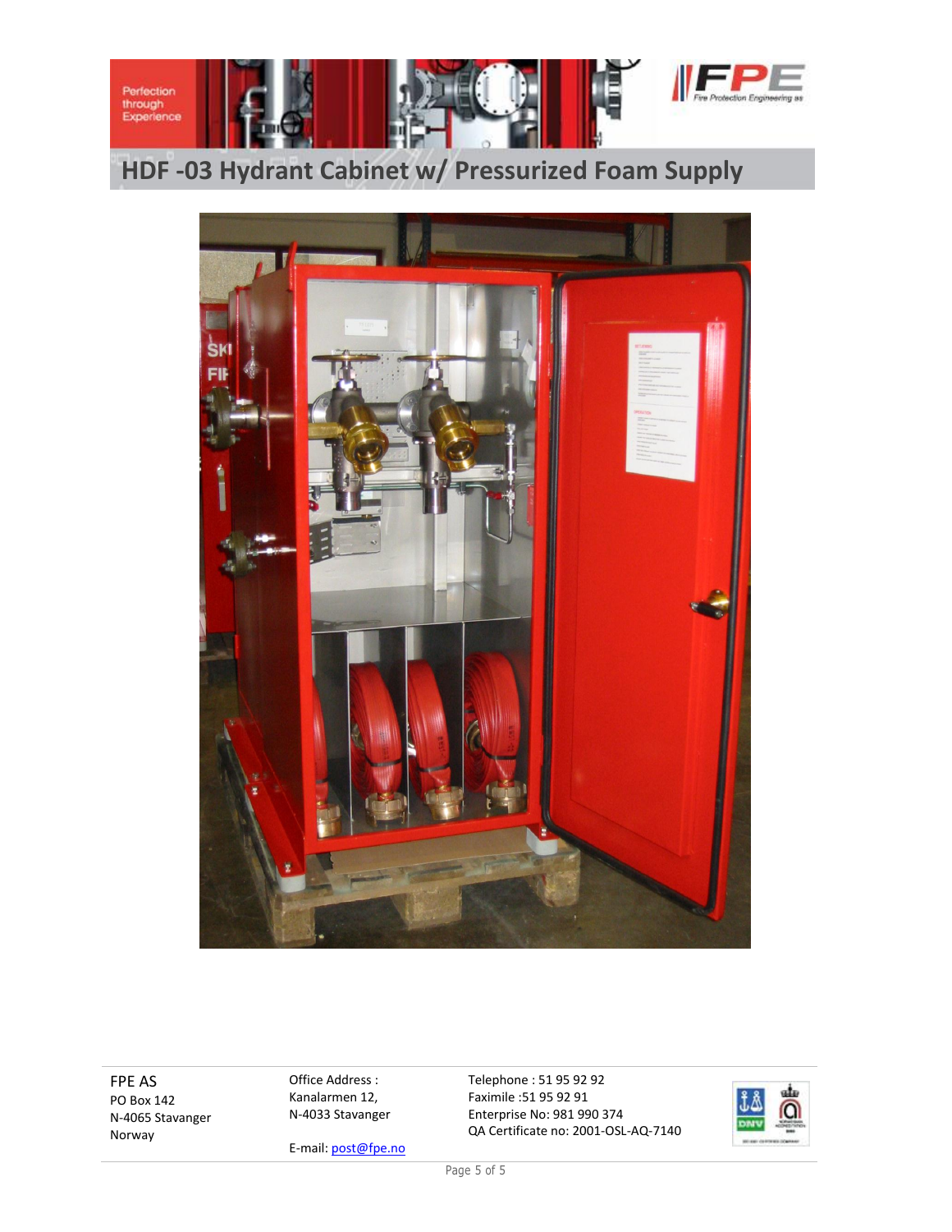# HDF -03 Hydrant Cabinet w/ Pressurized Foam Supply

FPE AS
PO Box 142
N-4065 Stavanger
Norway

Office Address :
Kanalarmen 12,
N-4033 Stavanger

E-mail: post@fpe.no

Telephone : 51 95 92 92
Faximile :51 95 92 91
Enterprise No: 981 990 374
QA Certificate no: 2001-OSL-AQ-7140